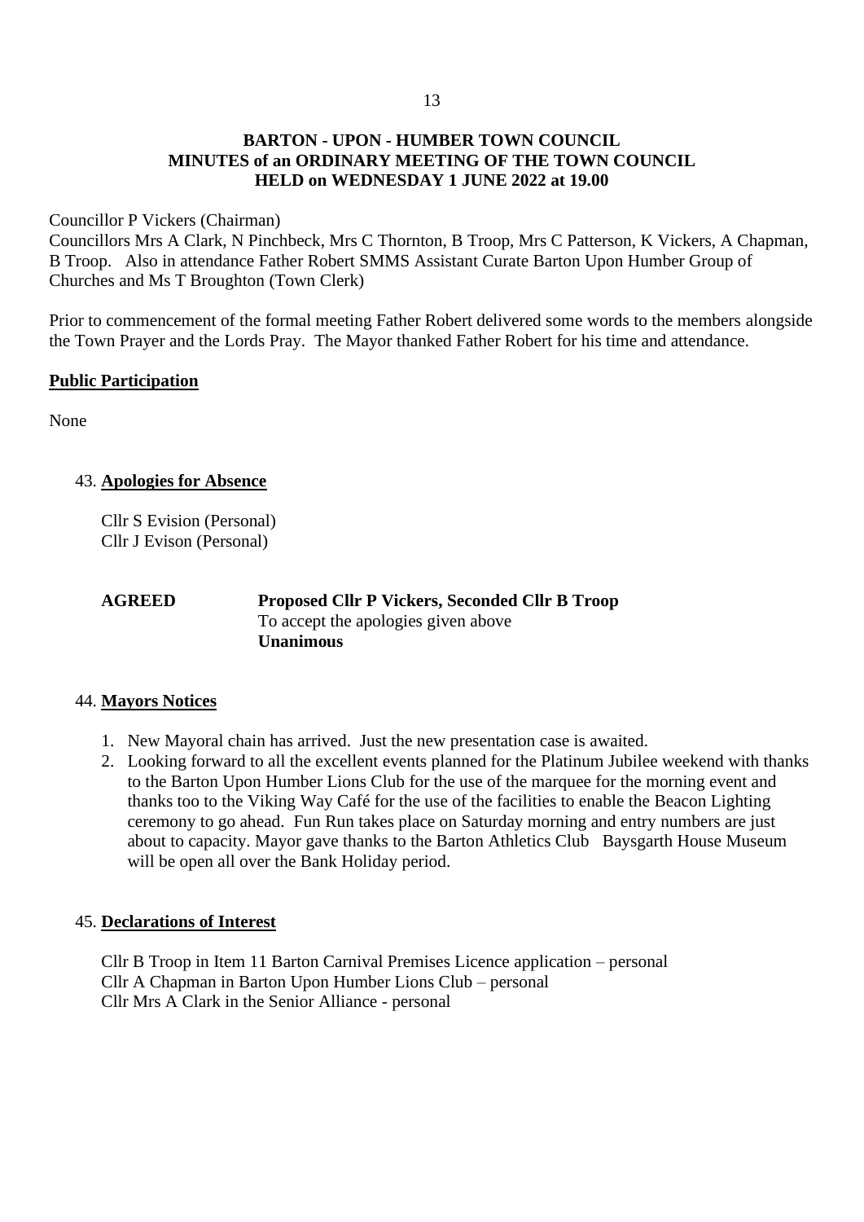**BARTON - UPON - HUMBER TOWN COUNCIL**
**MINUTES of an ORDINARY MEETING OF THE TOWN COUNCIL**
**HELD on WEDNESDAY 1 JUNE 2022 at 19.00**

Councillor P Vickers (Chairman)
Councillors Mrs A Clark, N Pinchbeck, Mrs C Thornton, B Troop, Mrs C Patterson, K Vickers, A Chapman, B Troop. Also in attendance Father Robert SMMS Assistant Curate Barton Upon Humber Group of Churches and Ms T Broughton (Town Clerk)

Prior to commencement of the formal meeting Father Robert delivered some words to the members alongside the Town Prayer and the Lords Pray. The Mayor thanked Father Robert for his time and attendance.

**Public Participation**

None

43. **Apologies for Absence**

    Cllr S Evision (Personal)
    Cllr J Evison (Personal)

    **AGREED** **Proposed Cllr P Vickers, Seconded Cllr B Troop**
    To accept the apologies given above
    **Unanimous**

44. **Mayors Notices**

    1. New Mayoral chain has arrived. Just the new presentation case is awaited.
    2. Looking forward to all the excellent events planned for the Platinum Jubilee weekend with thanks to the Barton Upon Humber Lions Club for the use of the marquee for the morning event and thanks too to the Viking Way Café for the use of the facilities to enable the Beacon Lighting ceremony to go ahead. Fun Run takes place on Saturday morning and entry numbers are just about to capacity. Mayor gave thanks to the Barton Athletics Club Baysgarth House Museum will be open all over the Bank Holiday period.

45. **Declarations of Interest**

    Cllr B Troop in Item 11 Barton Carnival Premises Licence application – personal
    Cllr A Chapman in Barton Upon Humber Lions Club – personal
    Cllr Mrs A Clark in the Senior Alliance - personal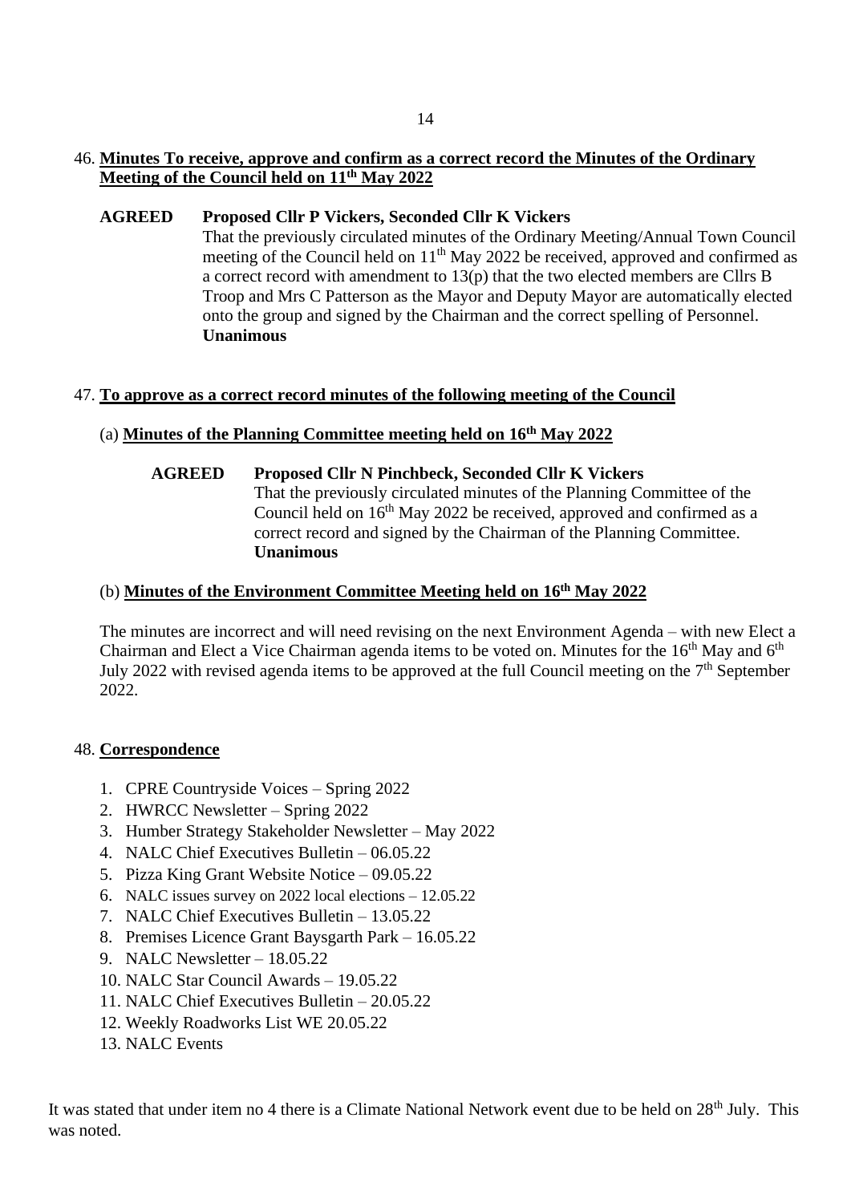46. **Minutes To receive, approve and confirm as a correct record the Minutes of the Ordinary Meeting of the Council held on 11th May 2022**

**AGREED** **Proposed Cllr P Vickers, Seconded Cllr K Vickers**
That the previously circulated minutes of the Ordinary Meeting/Annual Town Council meeting of the Council held on 11th May 2022 be received, approved and confirmed as a correct record with amendment to 13(p) that the two elected members are Cllrs B Troop and Mrs C Patterson as the Mayor and Deputy Mayor are automatically elected onto the group and signed by the Chairman and the correct spelling of Personnel.
**Unanimous**

47. **To approve as a correct record minutes of the following meeting of the Council**

(a) **Minutes of the Planning Committee meeting held on 16th May 2022**

**AGREED** **Proposed Cllr N Pinchbeck, Seconded Cllr K Vickers**
That the previously circulated minutes of the Planning Committee of the Council held on 16th May 2022 be received, approved and confirmed as a correct record and signed by the Chairman of the Planning Committee.
**Unanimous**

(b) **Minutes of the Environment Committee Meeting held on 16th May 2022**

The minutes are incorrect and will need revising on the next Environment Agenda – with new Elect a Chairman and Elect a Vice Chairman agenda items to be voted on. Minutes for the 16th May and 6th July 2022 with revised agenda items to be approved at the full Council meeting on the 7th September 2022.

48. **Correspondence**

1. CPRE Countryside Voices – Spring 2022
2. HWRCC Newsletter – Spring 2022
3. Humber Strategy Stakeholder Newsletter – May 2022
4. NALC Chief Executives Bulletin – 06.05.22
5. Pizza King Grant Website Notice – 09.05.22
6. NALC issues survey on 2022 local elections – 12.05.22
7. NALC Chief Executives Bulletin – 13.05.22
8. Premises Licence Grant Baysgarth Park – 16.05.22
9. NALC Newsletter – 18.05.22
10. NALC Star Council Awards – 19.05.22
11. NALC Chief Executives Bulletin – 20.05.22
12. Weekly Roadworks List WE 20.05.22
13. NALC Events

It was stated that under item no 4 there is a Climate National Network event due to be held on 28th July. This was noted.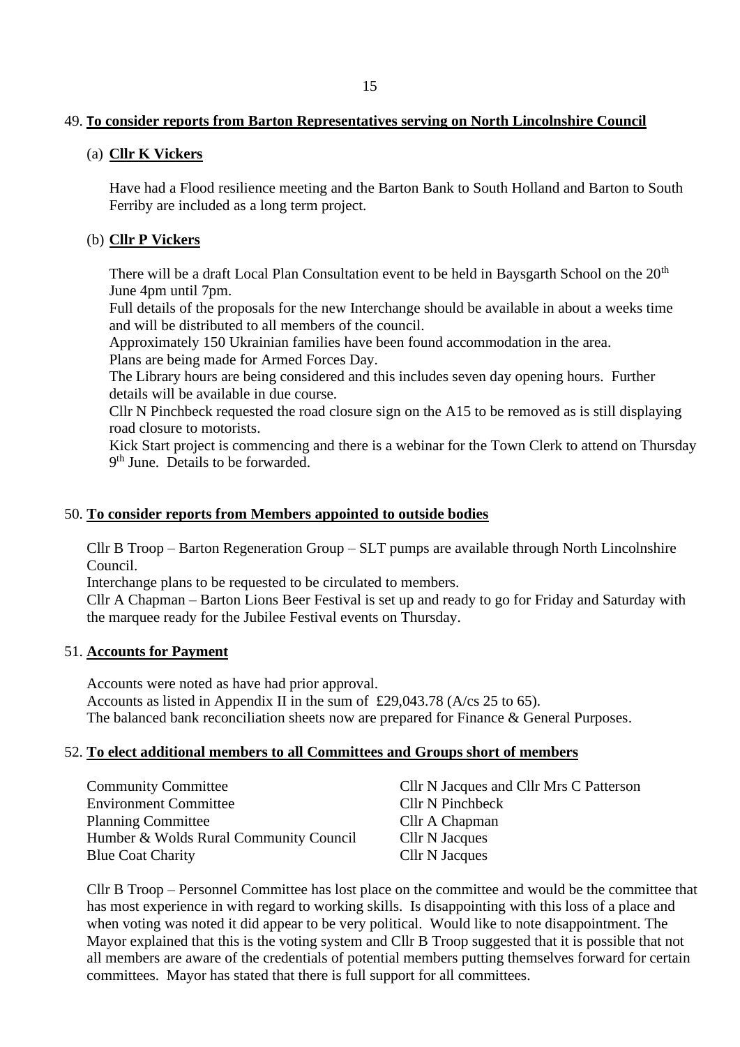## 49. To consider reports from Barton Representatives serving on North Lincolnshire Council

### (a) Cllr K Vickers

Have had a Flood resilience meeting and the Barton Bank to South Holland and Barton to South Ferriby are included as a long term project.

### (b) Cllr P Vickers

There will be a draft Local Plan Consultation event to be held in Baysgarth School on the 20th June 4pm until 7pm.

Full details of the proposals for the new Interchange should be available in about a weeks time and will be distributed to all members of the council.

Approximately 150 Ukrainian families have been found accommodation in the area.

Plans are being made for Armed Forces Day.

The Library hours are being considered and this includes seven day opening hours. Further details will be available in due course.

Cllr N Pinchbeck requested the road closure sign on the A15 to be removed as is still displaying road closure to motorists.

Kick Start project is commencing and there is a webinar for the Town Clerk to attend on Thursday 9th June. Details to be forwarded.

## 50. To consider reports from Members appointed to outside bodies

Cllr B Troop – Barton Regeneration Group – SLT pumps are available through North Lincolnshire Council.

Interchange plans to be requested to be circulated to members.

Cllr A Chapman – Barton Lions Beer Festival is set up and ready to go for Friday and Saturday with the marquee ready for the Jubilee Festival events on Thursday.

## 51. Accounts for Payment

Accounts were noted as have had prior approval.

Accounts as listed in Appendix II in the sum of £29,043.78 (A/cs 25 to 65).

The balanced bank reconciliation sheets now are prepared for Finance & General Purposes.

## 52. To elect additional members to all Committees and Groups short of members

| | |
|---|---|
| Community Committee | Cllr N Jacques and Cllr Mrs C Patterson |
| Environment Committee | Cllr N Pinchbeck |
| Planning Committee | Cllr A Chapman |
| Humber & Wolds Rural Community Council | Cllr N Jacques |
| Blue Coat Charity | Cllr N Jacques |

Cllr B Troop – Personnel Committee has lost place on the committee and would be the committee that has most experience in with regard to working skills. Is disappointing with this loss of a place and when voting was noted it did appear to be very political. Would like to note disappointment. The Mayor explained that this is the voting system and Cllr B Troop suggested that it is possible that not all members are aware of the credentials of potential members putting themselves forward for certain committees. Mayor has stated that there is full support for all committees.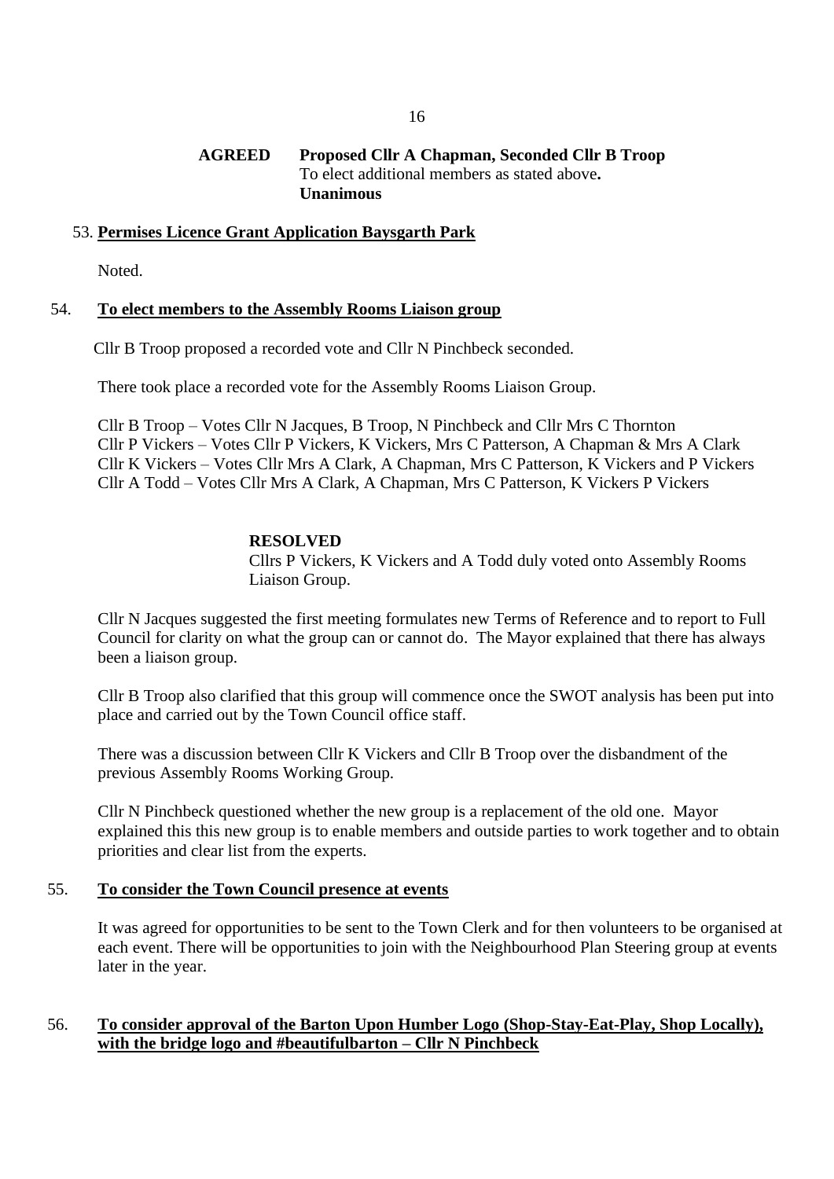**AGREED** **Proposed Cllr A Chapman, Seconded Cllr B Troop**
To elect additional members as stated above**.**
**Unanimous**

53. **Permises Licence Grant Application Baysgarth Park**

Noted.

54. **To elect members to the Assembly Rooms Liaison group**

Cllr B Troop proposed a recorded vote and Cllr N Pinchbeck seconded.

There took place a recorded vote for the Assembly Rooms Liaison Group.

Cllr B Troop – Votes Cllr N Jacques, B Troop, N Pinchbeck and Cllr Mrs C Thornton
Cllr P Vickers – Votes Cllr P Vickers, K Vickers, Mrs C Patterson, A Chapman & Mrs A Clark
Cllr K Vickers – Votes Cllr Mrs A Clark, A Chapman, Mrs C Patterson, K Vickers and P Vickers
Cllr A Todd – Votes Cllr Mrs A Clark, A Chapman, Mrs C Patterson, K Vickers P Vickers

**RESOLVED**
Cllrs P Vickers, K Vickers and A Todd duly voted onto Assembly Rooms Liaison Group.

Cllr N Jacques suggested the first meeting formulates new Terms of Reference and to report to Full Council for clarity on what the group can or cannot do. The Mayor explained that there has always been a liaison group.

Cllr B Troop also clarified that this group will commence once the SWOT analysis has been put into place and carried out by the Town Council office staff.

There was a discussion between Cllr K Vickers and Cllr B Troop over the disbandment of the previous Assembly Rooms Working Group.

Cllr N Pinchbeck questioned whether the new group is a replacement of the old one. Mayor explained this this new group is to enable members and outside parties to work together and to obtain priorities and clear list from the experts.

55. **To consider the Town Council presence at events**

It was agreed for opportunities to be sent to the Town Clerk and for then volunteers to be organised at each event. There will be opportunities to join with the Neighbourhood Plan Steering group at events later in the year.

56. **To consider approval of the Barton Upon Humber Logo (Shop-Stay-Eat-Play, Shop Locally), with the bridge logo and #beautifulbarton – Cllr N Pinchbeck**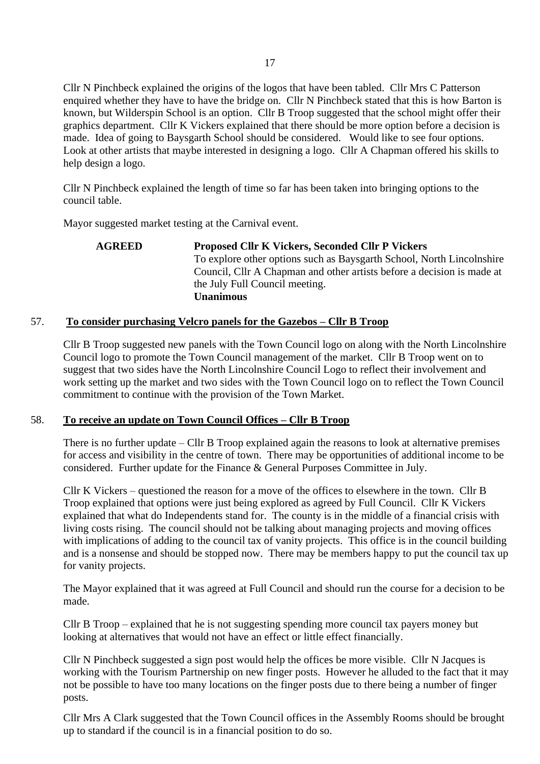Cllr N Pinchbeck explained the origins of the logos that have been tabled. Cllr Mrs C Patterson enquired whether they have to have the bridge on. Cllr N Pinchbeck stated that this is how Barton is known, but Wilderspin School is an option. Cllr B Troop suggested that the school might offer their graphics department. Cllr K Vickers explained that there should be more option before a decision is made. Idea of going to Baysgarth School should be considered. Would like to see four options. Look at other artists that maybe interested in designing a logo. Cllr A Chapman offered his skills to help design a logo.

Cllr N Pinchbeck explained the length of time so far has been taken into bringing options to the council table.

Mayor suggested market testing at the Carnival event.

**AGREED** **Proposed Cllr K Vickers, Seconded Cllr P Vickers**
To explore other options such as Baysgarth School, North Lincolnshire Council, Cllr A Chapman and other artists before a decision is made at the July Full Council meeting.
**Unanimous**

## 57. To consider purchasing Velcro panels for the Gazebos – Cllr B Troop

Cllr B Troop suggested new panels with the Town Council logo on along with the North Lincolnshire Council logo to promote the Town Council management of the market. Cllr B Troop went on to suggest that two sides have the North Lincolnshire Council Logo to reflect their involvement and work setting up the market and two sides with the Town Council logo on to reflect the Town Council commitment to continue with the provision of the Town Market.

## 58. To receive an update on Town Council Offices – Cllr B Troop

There is no further update – Cllr B Troop explained again the reasons to look at alternative premises for access and visibility in the centre of town. There may be opportunities of additional income to be considered. Further update for the Finance & General Purposes Committee in July.

Cllr K Vickers – questioned the reason for a move of the offices to elsewhere in the town. Cllr B Troop explained that options were just being explored as agreed by Full Council. Cllr K Vickers explained that what do Independents stand for. The county is in the middle of a financial crisis with living costs rising. The council should not be talking about managing projects and moving offices with implications of adding to the council tax of vanity projects. This office is in the council building and is a nonsense and should be stopped now. There may be members happy to put the council tax up for vanity projects.

The Mayor explained that it was agreed at Full Council and should run the course for a decision to be made.

Cllr B Troop – explained that he is not suggesting spending more council tax payers money but looking at alternatives that would not have an effect or little effect financially.

Cllr N Pinchbeck suggested a sign post would help the offices be more visible. Cllr N Jacques is working with the Tourism Partnership on new finger posts. However he alluded to the fact that it may not be possible to have too many locations on the finger posts due to there being a number of finger posts.

Cllr Mrs A Clark suggested that the Town Council offices in the Assembly Rooms should be brought up to standard if the council is in a financial position to do so.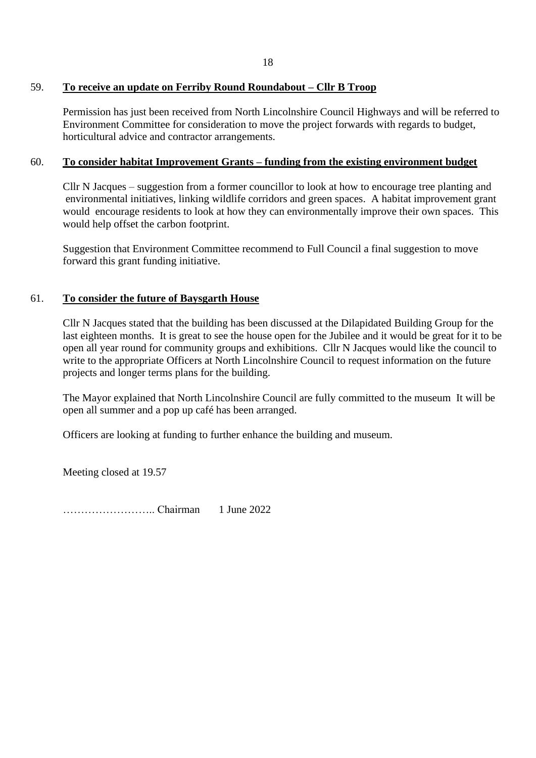59. **To receive an update on Ferriby Round Roundabout – Cllr B Troop**

Permission has just been received from North Lincolnshire Council Highways and will be referred to Environment Committee for consideration to move the project forwards with regards to budget, horticultural advice and contractor arrangements.

60. **To consider habitat Improvement Grants – funding from the existing environment budget**

Cllr N Jacques – suggestion from a former councillor to look at how to encourage tree planting and environmental initiatives, linking wildlife corridors and green spaces. A habitat improvement grant would encourage residents to look at how they can environmentally improve their own spaces. This would help offset the carbon footprint.

Suggestion that Environment Committee recommend to Full Council a final suggestion to move forward this grant funding initiative.

61. **To consider the future of Baysgarth House**

Cllr N Jacques stated that the building has been discussed at the Dilapidated Building Group for the last eighteen months. It is great to see the house open for the Jubilee and it would be great for it to be open all year round for community groups and exhibitions. Cllr N Jacques would like the council to write to the appropriate Officers at North Lincolnshire Council to request information on the future projects and longer terms plans for the building.

The Mayor explained that North Lincolnshire Council are fully committed to the museum It will be open all summer and a pop up café has been arranged.

Officers are looking at funding to further enhance the building and museum.

Meeting closed at 19.57

…………………….. Chairman 1 June 2022